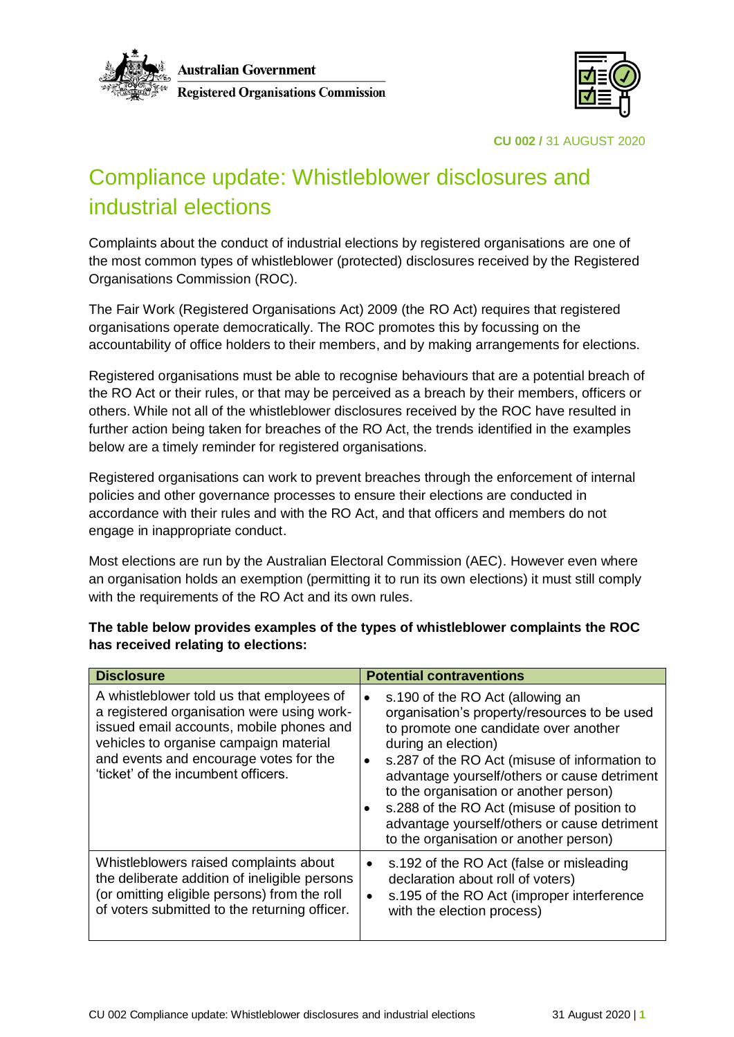Australian Government

Registered Organisations Commission

**CU 002 /** 31 AUGUST 2020

# Compliance update: Whistleblower disclosures and industrial elections

Complaints about the conduct of industrial elections by registered organisations are one of the most common types of whistleblower (protected) disclosures received by the Registered Organisations Commission (ROC).

The Fair Work (Registered Organisations Act) 2009 (the RO Act) requires that registered organisations operate democratically. The ROC promotes this by focussing on the accountability of office holders to their members, and by making arrangements for elections.

Registered organisations must be able to recognise behaviours that are a potential breach of the RO Act or their rules, or that may be perceived as a breach by their members, officers or others. While not all of the whistleblower disclosures received by the ROC have resulted in further action being taken for breaches of the RO Act, the trends identified in the examples below are a timely reminder for registered organisations.

Registered organisations can work to prevent breaches through the enforcement of internal policies and other governance processes to ensure their elections are conducted in accordance with their rules and with the RO Act, and that officers and members do not engage in inappropriate conduct.

Most elections are run by the Australian Electoral Commission (AEC). However even where an organisation holds an exemption (permitting it to run its own elections) it must still comply with the requirements of the RO Act and its own rules.

**The table below provides examples of the types of whistleblower complaints the ROC has received relating to elections:**

| Disclosure | Potential contraventions |
|---|---|
| A whistleblower told us that employees of a registered organisation were using work-issued email accounts, mobile phones and vehicles to organise campaign material and events and encourage votes for the 'ticket' of the incumbent officers. | • s.190 of the RO Act (allowing an organisation's property/resources to be used to promote one candidate over another during an election)<br>• s.287 of the RO Act (misuse of information to advantage yourself/others or cause detriment to the organisation or another person)<br>• s.288 of the RO Act (misuse of position to advantage yourself/others or cause detriment to the organisation or another person) |
| Whistleblowers raised complaints about the deliberate addition of ineligible persons (or omitting eligible persons) from the roll of voters submitted to the returning officer. | • s.192 of the RO Act (false or misleading declaration about roll of voters)<br>• s.195 of the RO Act (improper interference with the election process) |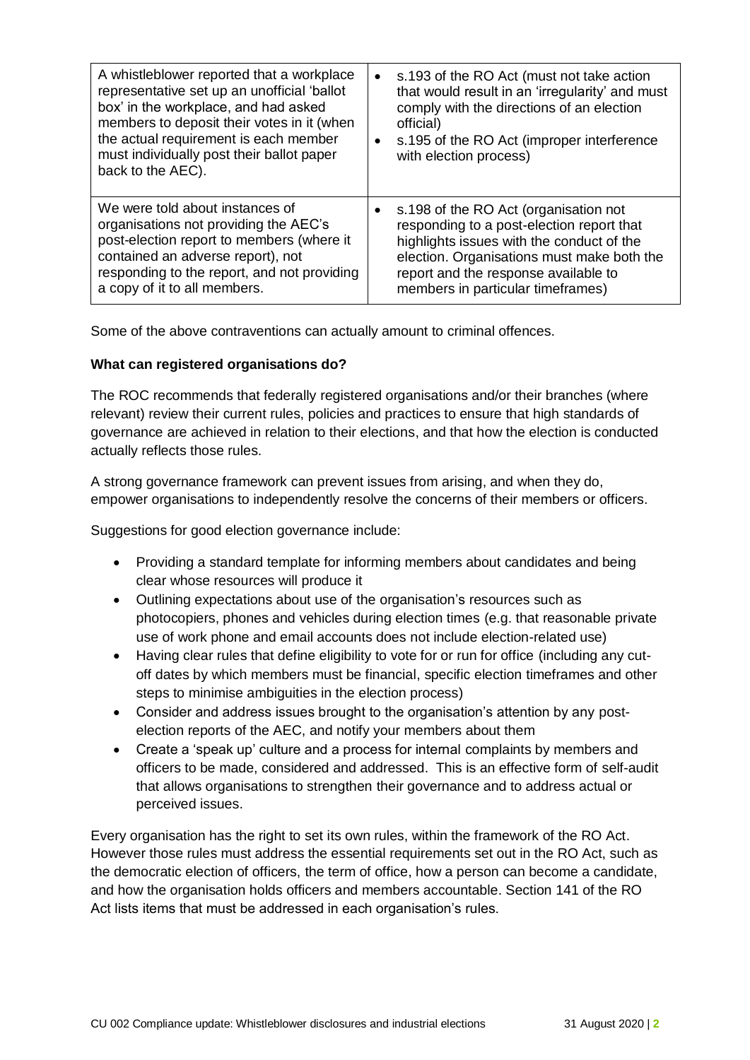| | |
|---|---|
| A whistleblower reported that a workplace representative set up an unofficial 'ballot box' in the workplace, and had asked members to deposit their votes in it (when the actual requirement is each member must individually post their ballot paper back to the AEC). | • s.193 of the RO Act (must not take action that would result in an 'irregularity' and must comply with the directions of an election official)<br>• s.195 of the RO Act (improper interference with election process) |
| We were told about instances of organisations not providing the AEC's post-election report to members (where it contained an adverse report), not responding to the report, and not providing a copy of it to all members. | • s.198 of the RO Act (organisation not responding to a post-election report that highlights issues with the conduct of the election. Organisations must make both the report and the response available to members in particular timeframes) |

Some of the above contraventions can actually amount to criminal offences.

**What can registered organisations do?**

The ROC recommends that federally registered organisations and/or their branches (where relevant) review their current rules, policies and practices to ensure that high standards of governance are achieved in relation to their elections, and that how the election is conducted actually reflects those rules.

A strong governance framework can prevent issues from arising, and when they do, empower organisations to independently resolve the concerns of their members or officers.

Suggestions for good election governance include:

- Providing a standard template for informing members about candidates and being clear whose resources will produce it
- Outlining expectations about use of the organisation's resources such as photocopiers, phones and vehicles during election times (e.g. that reasonable private use of work phone and email accounts does not include election-related use)
- Having clear rules that define eligibility to vote for or run for office (including any cut-off dates by which members must be financial, specific election timeframes and other steps to minimise ambiguities in the election process)
- Consider and address issues brought to the organisation's attention by any post-election reports of the AEC, and notify your members about them
- Create a 'speak up' culture and a process for internal complaints by members and officers to be made, considered and addressed. This is an effective form of self-audit that allows organisations to strengthen their governance and to address actual or perceived issues.

Every organisation has the right to set its own rules, within the framework of the RO Act. However those rules must address the essential requirements set out in the RO Act, such as the democratic election of officers, the term of office, how a person can become a candidate, and how the organisation holds officers and members accountable. Section 141 of the RO Act lists items that must be addressed in each organisation's rules.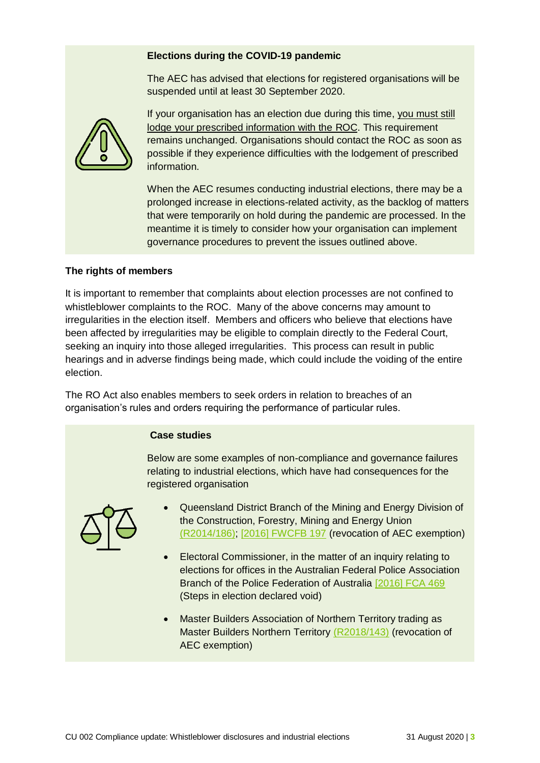### Elections during the COVID-19 pandemic

The AEC has advised that elections for registered organisations will be suspended until at least 30 September 2020.

If your organisation has an election due during this time, you must still lodge your prescribed information with the ROC. This requirement remains unchanged. Organisations should contact the ROC as soon as possible if they experience difficulties with the lodgement of prescribed information.

When the AEC resumes conducting industrial elections, there may be a prolonged increase in elections-related activity, as the backlog of matters that were temporarily on hold during the pandemic are processed. In the meantime it is timely to consider how your organisation can implement governance procedures to prevent the issues outlined above.

### The rights of members

It is important to remember that complaints about election processes are not confined to whistleblower complaints to the ROC. Many of the above concerns may amount to irregularities in the election itself. Members and officers who believe that elections have been affected by irregularities may be eligible to complain directly to the Federal Court, seeking an inquiry into those alleged irregularities. This process can result in public hearings and in adverse findings being made, which could include the voiding of the entire election.

The RO Act also enables members to seek orders in relation to breaches of an organisation's rules and orders requiring the performance of particular rules.

### Case studies

Below are some examples of non-compliance and governance failures relating to industrial elections, which have had consequences for the registered organisation

- Queensland District Branch of the Mining and Energy Division of the Construction, Forestry, Mining and Energy Union (R2014/186); [2016] FWCFB 197 (revocation of AEC exemption)
- Electoral Commissioner, in the matter of an inquiry relating to elections for offices in the Australian Federal Police Association Branch of the Police Federation of Australia [2016] FCA 469 (Steps in election declared void)
- Master Builders Association of Northern Territory trading as Master Builders Northern Territory (R2018/143) (revocation of AEC exemption)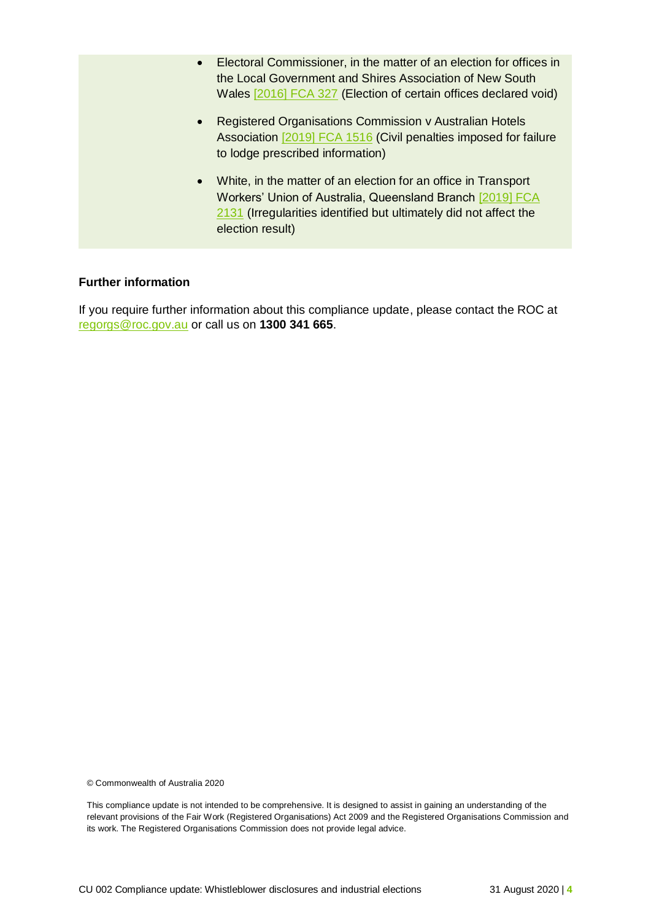- Electoral Commissioner, in the matter of an election for offices in the Local Government and Shires Association of New South Wales [2016] FCA 327 (Election of certain offices declared void)
- Registered Organisations Commission v Australian Hotels Association [2019] FCA 1516 (Civil penalties imposed for failure to lodge prescribed information)
- White, in the matter of an election for an office in Transport Workers' Union of Australia, Queensland Branch [2019] FCA 2131 (Irregularities identified but ultimately did not affect the election result)

**Further information**

If you require further information about this compliance update, please contact the ROC at regorgs@roc.gov.au or call us on **1300 341 665**.

© Commonwealth of Australia 2020

This compliance update is not intended to be comprehensive. It is designed to assist in gaining an understanding of the relevant provisions of the Fair Work (Registered Organisations) Act 2009 and the Registered Organisations Commission and its work. The Registered Organisations Commission does not provide legal advice.